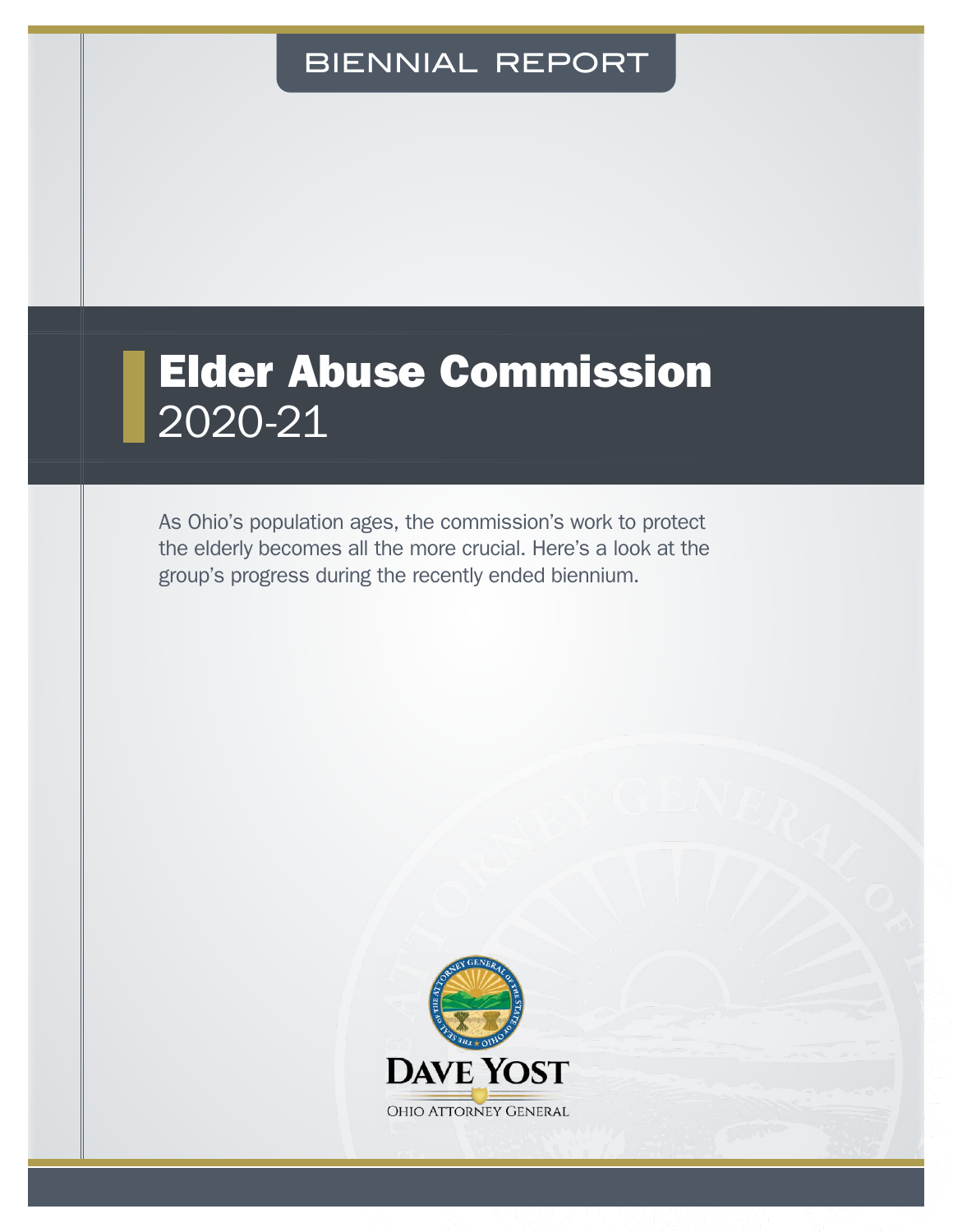BIENNIAL REPORT

# Elder Abuse Commission
2020-21

As Ohio's population ages, the commission's work to protect the elderly becomes all the more crucial. Here's a look at the group's progress during the recently ended biennium.

DAVE YOST
OHIO ATTORNEY GENERAL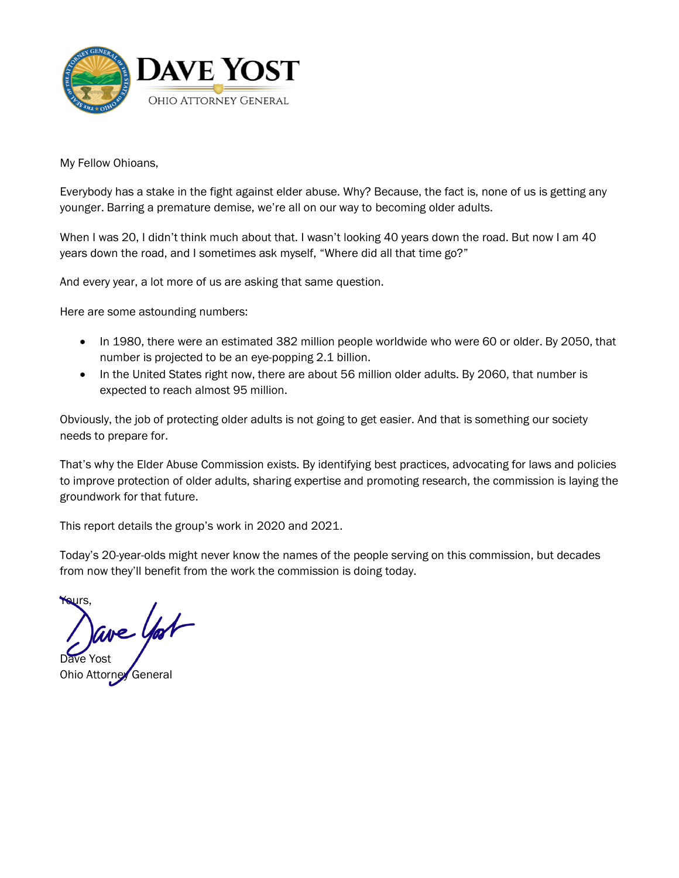**DAVE YOST**
OHIO ATTORNEY GENERAL

My Fellow Ohioans,

Everybody has a stake in the fight against elder abuse. Why? Because, the fact is, none of us is getting any younger. Barring a premature demise, we're all on our way to becoming older adults.

When I was 20, I didn't think much about that. I wasn't looking 40 years down the road. But now I am 40 years down the road, and I sometimes ask myself, "Where did all that time go?"

And every year, a lot more of us are asking that same question.

Here are some astounding numbers:

- In 1980, there were an estimated 382 million people worldwide who were 60 or older. By 2050, that number is projected to be an eye-popping 2.1 billion.
- In the United States right now, there are about 56 million older adults. By 2060, that number is expected to reach almost 95 million.

Obviously, the job of protecting older adults is not going to get easier. And that is something our society needs to prepare for.

That's why the Elder Abuse Commission exists. By identifying best practices, advocating for laws and policies to improve protection of older adults, sharing expertise and promoting research, the commission is laying the groundwork for that future.

This report details the group's work in 2020 and 2021.

Today's 20-year-olds might never know the names of the people serving on this commission, but decades from now they'll benefit from the work the commission is doing today.

Yours,

Dave Yost
Ohio Attorney General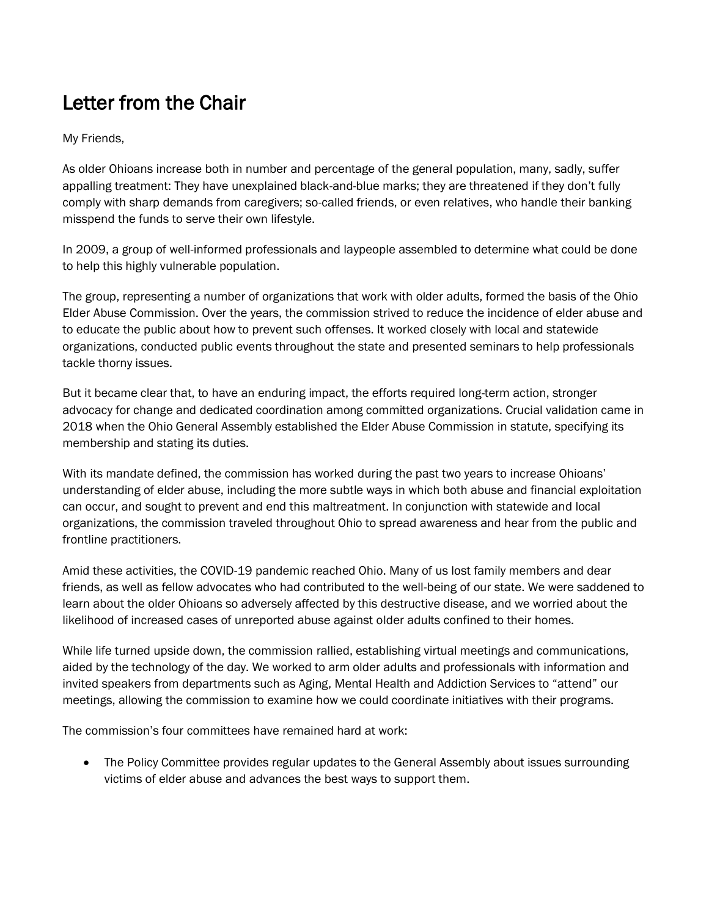# Letter from the Chair

My Friends,

As older Ohioans increase both in number and percentage of the general population, many, sadly, suffer appalling treatment: They have unexplained black-and-blue marks; they are threatened if they don't fully comply with sharp demands from caregivers; so-called friends, or even relatives, who handle their banking misspend the funds to serve their own lifestyle.

In 2009, a group of well-informed professionals and laypeople assembled to determine what could be done to help this highly vulnerable population.

The group, representing a number of organizations that work with older adults, formed the basis of the Ohio Elder Abuse Commission. Over the years, the commission strived to reduce the incidence of elder abuse and to educate the public about how to prevent such offenses. It worked closely with local and statewide organizations, conducted public events throughout the state and presented seminars to help professionals tackle thorny issues.

But it became clear that, to have an enduring impact, the efforts required long-term action, stronger advocacy for change and dedicated coordination among committed organizations. Crucial validation came in 2018 when the Ohio General Assembly established the Elder Abuse Commission in statute, specifying its membership and stating its duties.

With its mandate defined, the commission has worked during the past two years to increase Ohioans' understanding of elder abuse, including the more subtle ways in which both abuse and financial exploitation can occur, and sought to prevent and end this maltreatment. In conjunction with statewide and local organizations, the commission traveled throughout Ohio to spread awareness and hear from the public and frontline practitioners.

Amid these activities, the COVID-19 pandemic reached Ohio. Many of us lost family members and dear friends, as well as fellow advocates who had contributed to the well-being of our state. We were saddened to learn about the older Ohioans so adversely affected by this destructive disease, and we worried about the likelihood of increased cases of unreported abuse against older adults confined to their homes.

While life turned upside down, the commission rallied, establishing virtual meetings and communications, aided by the technology of the day. We worked to arm older adults and professionals with information and invited speakers from departments such as Aging, Mental Health and Addiction Services to "attend" our meetings, allowing the commission to examine how we could coordinate initiatives with their programs.

The commission's four committees have remained hard at work:

- The Policy Committee provides regular updates to the General Assembly about issues surrounding victims of elder abuse and advances the best ways to support them.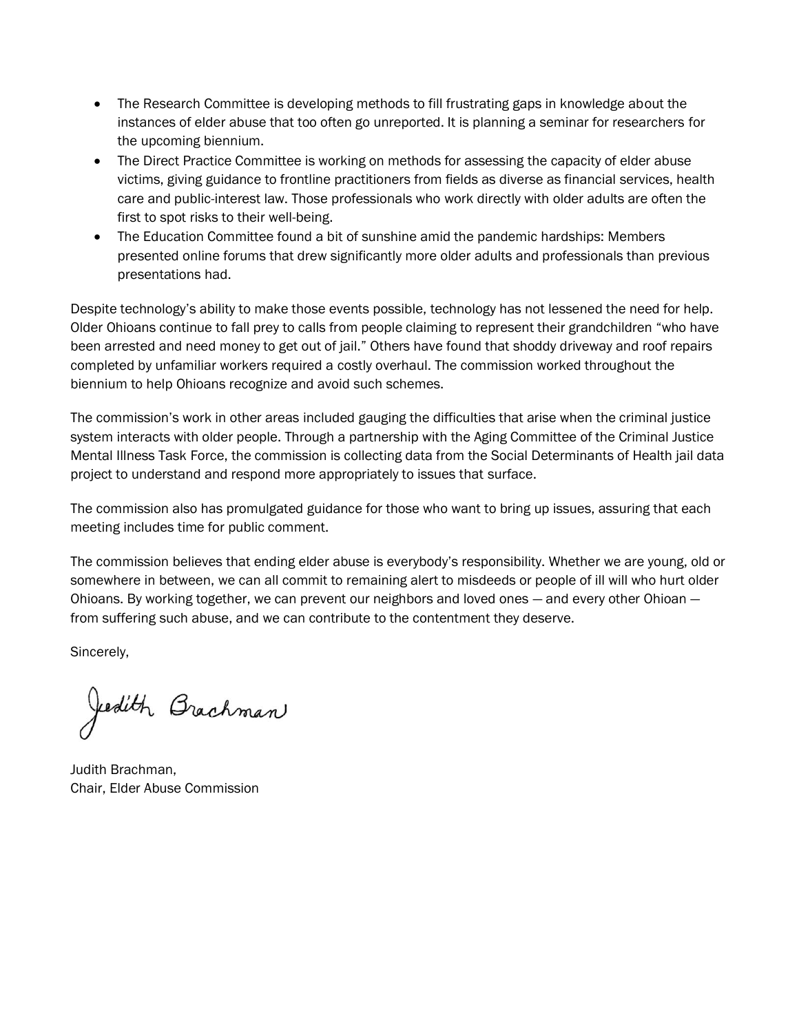- The Research Committee is developing methods to fill frustrating gaps in knowledge about the instances of elder abuse that too often go unreported. It is planning a seminar for researchers for the upcoming biennium.
- The Direct Practice Committee is working on methods for assessing the capacity of elder abuse victims, giving guidance to frontline practitioners from fields as diverse as financial services, health care and public-interest law. Those professionals who work directly with older adults are often the first to spot risks to their well-being.
- The Education Committee found a bit of sunshine amid the pandemic hardships: Members presented online forums that drew significantly more older adults and professionals than previous presentations had.

Despite technology's ability to make those events possible, technology has not lessened the need for help. Older Ohioans continue to fall prey to calls from people claiming to represent their grandchildren "who have been arrested and need money to get out of jail." Others have found that shoddy driveway and roof repairs completed by unfamiliar workers required a costly overhaul. The commission worked throughout the biennium to help Ohioans recognize and avoid such schemes.

The commission's work in other areas included gauging the difficulties that arise when the criminal justice system interacts with older people. Through a partnership with the Aging Committee of the Criminal Justice Mental Illness Task Force, the commission is collecting data from the Social Determinants of Health jail data project to understand and respond more appropriately to issues that surface.

The commission also has promulgated guidance for those who want to bring up issues, assuring that each meeting includes time for public comment.

The commission believes that ending elder abuse is everybody's responsibility. Whether we are young, old or somewhere in between, we can all commit to remaining alert to misdeeds or people of ill will who hurt older Ohioans. By working together, we can prevent our neighbors and loved ones — and every other Ohioan — from suffering such abuse, and we can contribute to the contentment they deserve.

Sincerely,

Judith Brachman

Judith Brachman,
Chair, Elder Abuse Commission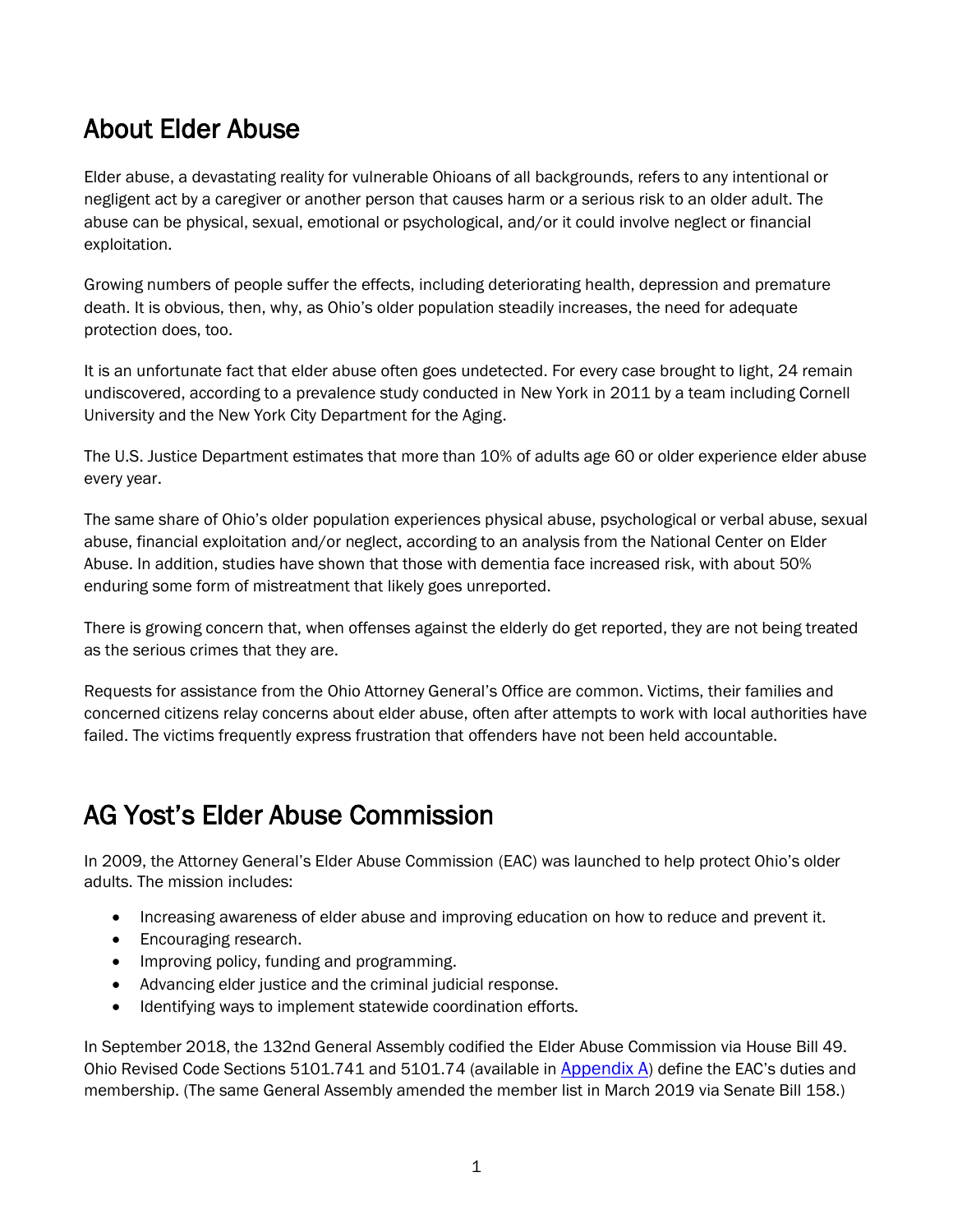## About Elder Abuse

Elder abuse, a devastating reality for vulnerable Ohioans of all backgrounds, refers to any intentional or negligent act by a caregiver or another person that causes harm or a serious risk to an older adult. The abuse can be physical, sexual, emotional or psychological, and/or it could involve neglect or financial exploitation.

Growing numbers of people suffer the effects, including deteriorating health, depression and premature death. It is obvious, then, why, as Ohio's older population steadily increases, the need for adequate protection does, too.

It is an unfortunate fact that elder abuse often goes undetected. For every case brought to light, 24 remain undiscovered, according to a prevalence study conducted in New York in 2011 by a team including Cornell University and the New York City Department for the Aging.

The U.S. Justice Department estimates that more than 10% of adults age 60 or older experience elder abuse every year.

The same share of Ohio's older population experiences physical abuse, psychological or verbal abuse, sexual abuse, financial exploitation and/or neglect, according to an analysis from the National Center on Elder Abuse. In addition, studies have shown that those with dementia face increased risk, with about 50% enduring some form of mistreatment that likely goes unreported.

There is growing concern that, when offenses against the elderly do get reported, they are not being treated as the serious crimes that they are.

Requests for assistance from the Ohio Attorney General's Office are common. Victims, their families and concerned citizens relay concerns about elder abuse, often after attempts to work with local authorities have failed. The victims frequently express frustration that offenders have not been held accountable.

## AG Yost's Elder Abuse Commission

In 2009, the Attorney General's Elder Abuse Commission (EAC) was launched to help protect Ohio's older adults. The mission includes:

- Increasing awareness of elder abuse and improving education on how to reduce and prevent it.
- Encouraging research.
- Improving policy, funding and programming.
- Advancing elder justice and the criminal judicial response.
- Identifying ways to implement statewide coordination efforts.

In September 2018, the 132nd General Assembly codified the Elder Abuse Commission via House Bill 49. Ohio Revised Code Sections 5101.741 and 5101.74 (available in Appendix A) define the EAC's duties and membership. (The same General Assembly amended the member list in March 2019 via Senate Bill 158.)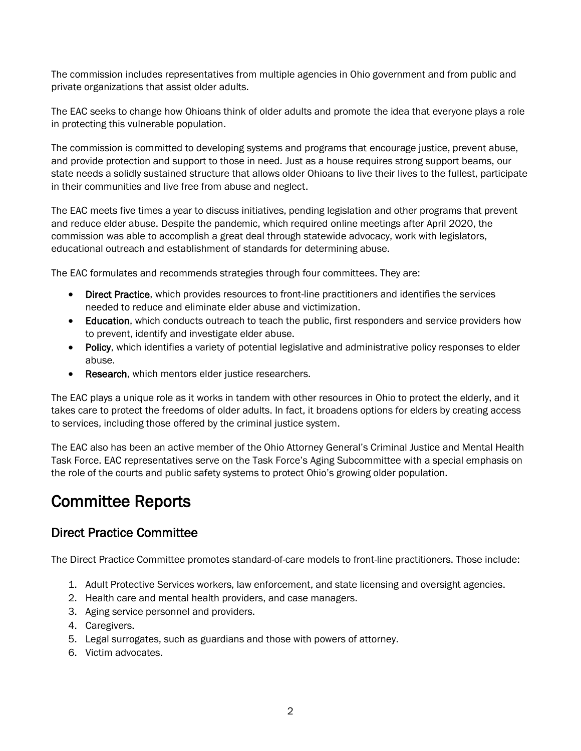The commission includes representatives from multiple agencies in Ohio government and from public and private organizations that assist older adults.

The EAC seeks to change how Ohioans think of older adults and promote the idea that everyone plays a role in protecting this vulnerable population.

The commission is committed to developing systems and programs that encourage justice, prevent abuse, and provide protection and support to those in need. Just as a house requires strong support beams, our state needs a solidly sustained structure that allows older Ohioans to live their lives to the fullest, participate in their communities and live free from abuse and neglect.

The EAC meets five times a year to discuss initiatives, pending legislation and other programs that prevent and reduce elder abuse. Despite the pandemic, which required online meetings after April 2020, the commission was able to accomplish a great deal through statewide advocacy, work with legislators, educational outreach and establishment of standards for determining abuse.

The EAC formulates and recommends strategies through four committees. They are:

- **Direct Practice**, which provides resources to front-line practitioners and identifies the services needed to reduce and eliminate elder abuse and victimization.
- **Education**, which conducts outreach to teach the public, first responders and service providers how to prevent, identify and investigate elder abuse.
- **Policy**, which identifies a variety of potential legislative and administrative policy responses to elder abuse.
- **Research**, which mentors elder justice researchers.

The EAC plays a unique role as it works in tandem with other resources in Ohio to protect the elderly, and it takes care to protect the freedoms of older adults. In fact, it broadens options for elders by creating access to services, including those offered by the criminal justice system.

The EAC also has been an active member of the Ohio Attorney General's Criminal Justice and Mental Health Task Force. EAC representatives serve on the Task Force's Aging Subcommittee with a special emphasis on the role of the courts and public safety systems to protect Ohio's growing older population.

# Committee Reports

## Direct Practice Committee

The Direct Practice Committee promotes standard-of-care models to front-line practitioners. Those include:

1. Adult Protective Services workers, law enforcement, and state licensing and oversight agencies.
2. Health care and mental health providers, and case managers.
3. Aging service personnel and providers.
4. Caregivers.
5. Legal surrogates, such as guardians and those with powers of attorney.
6. Victim advocates.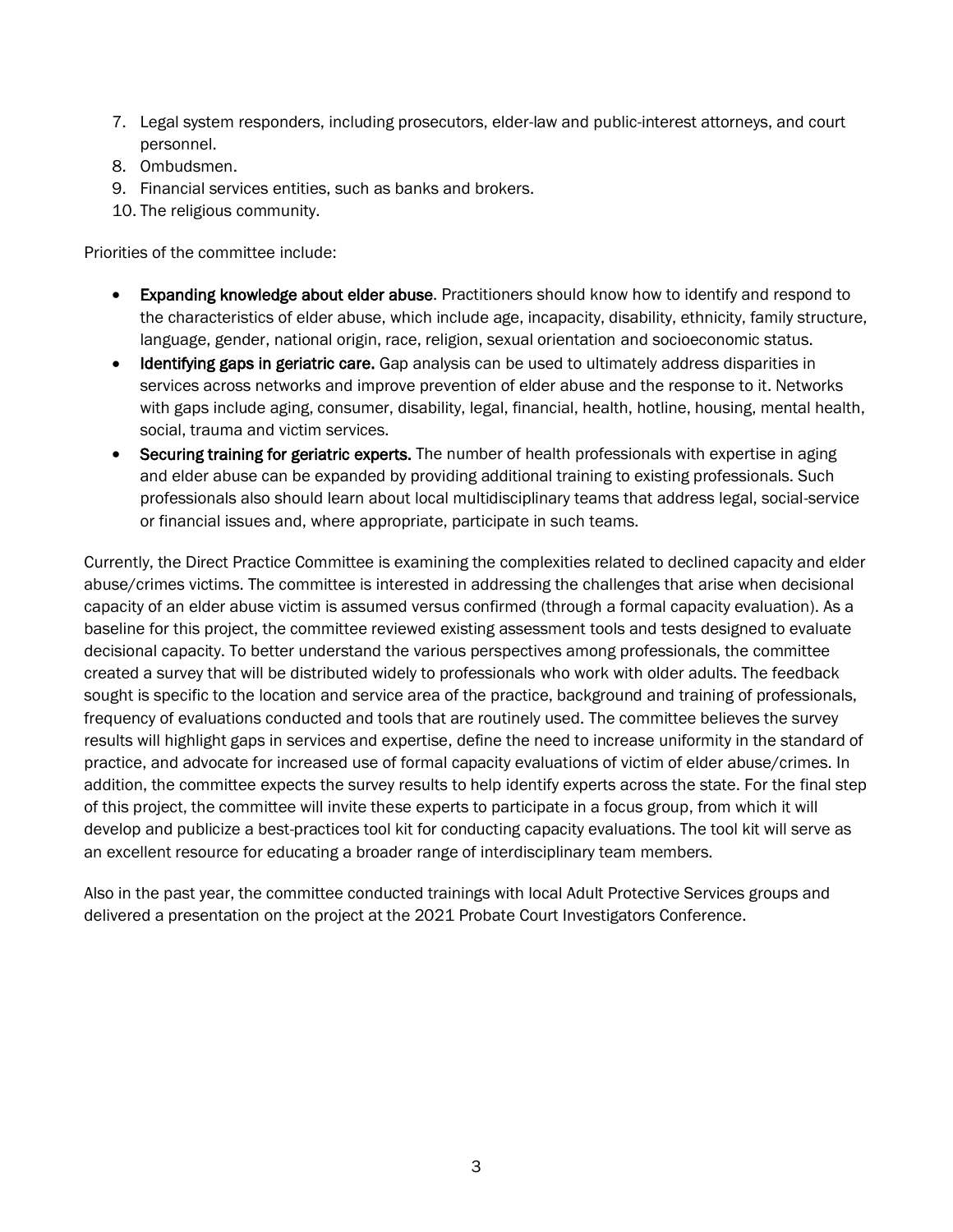7. Legal system responders, including prosecutors, elder-law and public-interest attorneys, and court personnel.
8. Ombudsmen.
9. Financial services entities, such as banks and brokers.
10. The religious community.

Priorities of the committee include:

- **Expanding knowledge about elder abuse**. Practitioners should know how to identify and respond to the characteristics of elder abuse, which include age, incapacity, disability, ethnicity, family structure, language, gender, national origin, race, religion, sexual orientation and socioeconomic status.
- **Identifying gaps in geriatric care.** Gap analysis can be used to ultimately address disparities in services across networks and improve prevention of elder abuse and the response to it. Networks with gaps include aging, consumer, disability, legal, financial, health, hotline, housing, mental health, social, trauma and victim services.
- **Securing training for geriatric experts.** The number of health professionals with expertise in aging and elder abuse can be expanded by providing additional training to existing professionals. Such professionals also should learn about local multidisciplinary teams that address legal, social-service or financial issues and, where appropriate, participate in such teams.

Currently, the Direct Practice Committee is examining the complexities related to declined capacity and elder abuse/crimes victims. The committee is interested in addressing the challenges that arise when decisional capacity of an elder abuse victim is assumed versus confirmed (through a formal capacity evaluation). As a baseline for this project, the committee reviewed existing assessment tools and tests designed to evaluate decisional capacity. To better understand the various perspectives among professionals, the committee created a survey that will be distributed widely to professionals who work with older adults. The feedback sought is specific to the location and service area of the practice, background and training of professionals, frequency of evaluations conducted and tools that are routinely used. The committee believes the survey results will highlight gaps in services and expertise, define the need to increase uniformity in the standard of practice, and advocate for increased use of formal capacity evaluations of victim of elder abuse/crimes. In addition, the committee expects the survey results to help identify experts across the state. For the final step of this project, the committee will invite these experts to participate in a focus group, from which it will develop and publicize a best-practices tool kit for conducting capacity evaluations. The tool kit will serve as an excellent resource for educating a broader range of interdisciplinary team members.

Also in the past year, the committee conducted trainings with local Adult Protective Services groups and delivered a presentation on the project at the 2021 Probate Court Investigators Conference.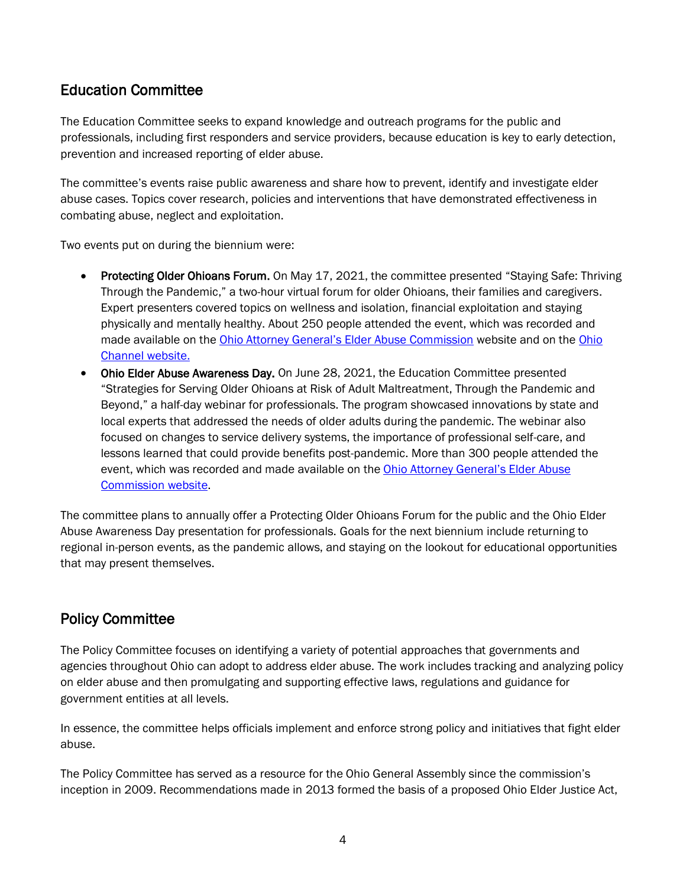## Education Committee

The Education Committee seeks to expand knowledge and outreach programs for the public and professionals, including first responders and service providers, because education is key to early detection, prevention and increased reporting of elder abuse.

The committee's events raise public awareness and share how to prevent, identify and investigate elder abuse cases. Topics cover research, policies and interventions that have demonstrated effectiveness in combating abuse, neglect and exploitation.

Two events put on during the biennium were:

- **Protecting Older Ohioans Forum.** On May 17, 2021, the committee presented "Staying Safe: Thriving Through the Pandemic," a two-hour virtual forum for older Ohioans, their families and caregivers. Expert presenters covered topics on wellness and isolation, financial exploitation and staying physically and mentally healthy. About 250 people attended the event, which was recorded and made available on the Ohio Attorney General's Elder Abuse Commission website and on the Ohio Channel website.
- **Ohio Elder Abuse Awareness Day.** On June 28, 2021, the Education Committee presented "Strategies for Serving Older Ohioans at Risk of Adult Maltreatment, Through the Pandemic and Beyond," a half-day webinar for professionals. The program showcased innovations by state and local experts that addressed the needs of older adults during the pandemic. The webinar also focused on changes to service delivery systems, the importance of professional self-care, and lessons learned that could provide benefits post-pandemic. More than 300 people attended the event, which was recorded and made available on the Ohio Attorney General's Elder Abuse Commission website.

The committee plans to annually offer a Protecting Older Ohioans Forum for the public and the Ohio Elder Abuse Awareness Day presentation for professionals. Goals for the next biennium include returning to regional in-person events, as the pandemic allows, and staying on the lookout for educational opportunities that may present themselves.

## Policy Committee

The Policy Committee focuses on identifying a variety of potential approaches that governments and agencies throughout Ohio can adopt to address elder abuse. The work includes tracking and analyzing policy on elder abuse and then promulgating and supporting effective laws, regulations and guidance for government entities at all levels.

In essence, the committee helps officials implement and enforce strong policy and initiatives that fight elder abuse.

The Policy Committee has served as a resource for the Ohio General Assembly since the commission's inception in 2009. Recommendations made in 2013 formed the basis of a proposed Ohio Elder Justice Act,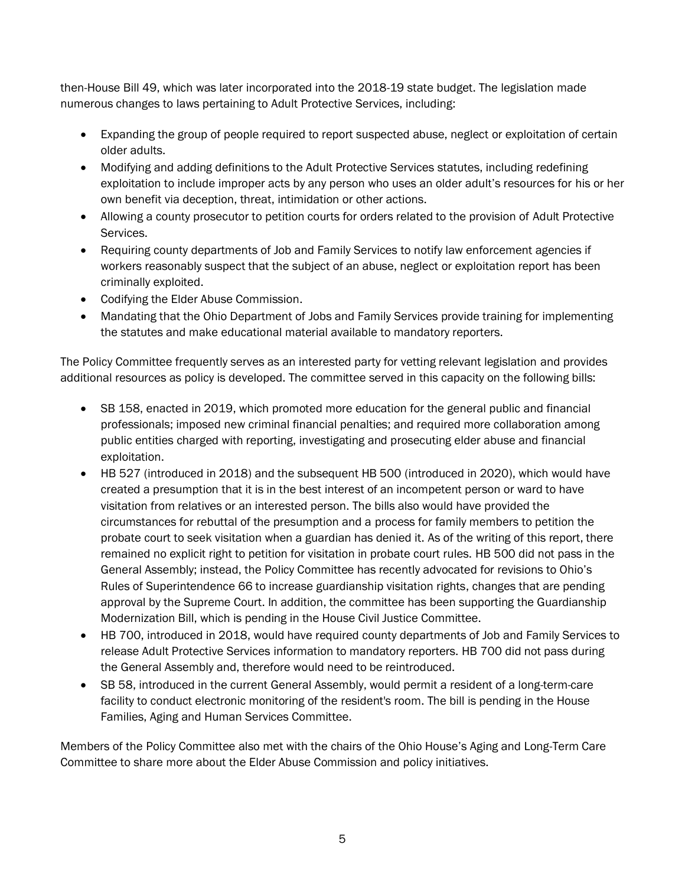then-House Bill 49, which was later incorporated into the 2018-19 state budget. The legislation made numerous changes to laws pertaining to Adult Protective Services, including:

- Expanding the group of people required to report suspected abuse, neglect or exploitation of certain older adults.
- Modifying and adding definitions to the Adult Protective Services statutes, including redefining exploitation to include improper acts by any person who uses an older adult's resources for his or her own benefit via deception, threat, intimidation or other actions.
- Allowing a county prosecutor to petition courts for orders related to the provision of Adult Protective Services.
- Requiring county departments of Job and Family Services to notify law enforcement agencies if workers reasonably suspect that the subject of an abuse, neglect or exploitation report has been criminally exploited.
- Codifying the Elder Abuse Commission.
- Mandating that the Ohio Department of Jobs and Family Services provide training for implementing the statutes and make educational material available to mandatory reporters.

The Policy Committee frequently serves as an interested party for vetting relevant legislation and provides additional resources as policy is developed. The committee served in this capacity on the following bills:

- SB 158, enacted in 2019, which promoted more education for the general public and financial professionals; imposed new criminal financial penalties; and required more collaboration among public entities charged with reporting, investigating and prosecuting elder abuse and financial exploitation.
- HB 527 (introduced in 2018) and the subsequent HB 500 (introduced in 2020), which would have created a presumption that it is in the best interest of an incompetent person or ward to have visitation from relatives or an interested person. The bills also would have provided the circumstances for rebuttal of the presumption and a process for family members to petition the probate court to seek visitation when a guardian has denied it. As of the writing of this report, there remained no explicit right to petition for visitation in probate court rules. HB 500 did not pass in the General Assembly; instead, the Policy Committee has recently advocated for revisions to Ohio's Rules of Superintendence 66 to increase guardianship visitation rights, changes that are pending approval by the Supreme Court. In addition, the committee has been supporting the Guardianship Modernization Bill, which is pending in the House Civil Justice Committee.
- HB 700, introduced in 2018, would have required county departments of Job and Family Services to release Adult Protective Services information to mandatory reporters. HB 700 did not pass during the General Assembly and, therefore would need to be reintroduced.
- SB 58, introduced in the current General Assembly, would permit a resident of a long-term-care facility to conduct electronic monitoring of the resident's room. The bill is pending in the House Families, Aging and Human Services Committee.

Members of the Policy Committee also met with the chairs of the Ohio House's Aging and Long-Term Care Committee to share more about the Elder Abuse Commission and policy initiatives.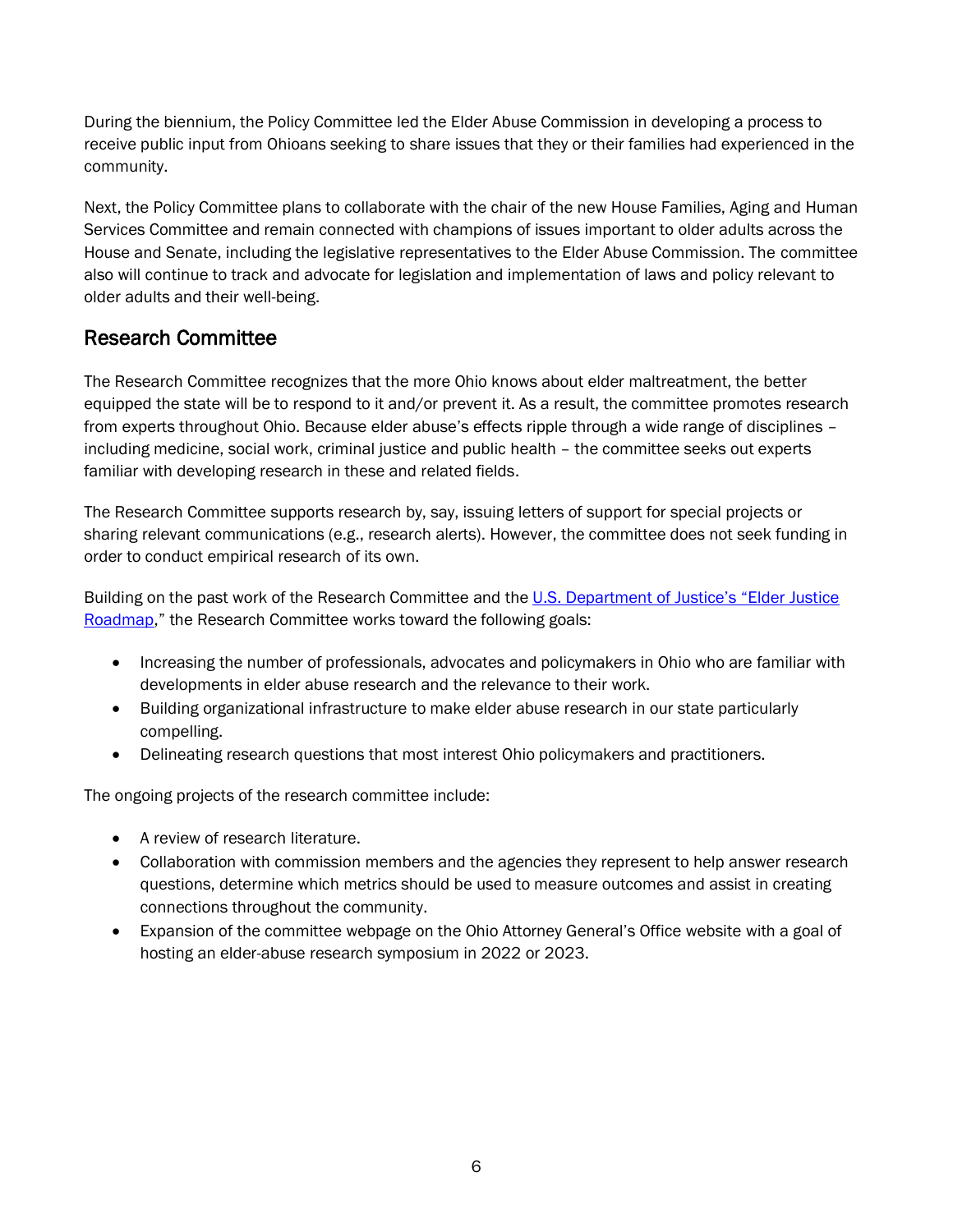During the biennium, the Policy Committee led the Elder Abuse Commission in developing a process to receive public input from Ohioans seeking to share issues that they or their families had experienced in the community.

Next, the Policy Committee plans to collaborate with the chair of the new House Families, Aging and Human Services Committee and remain connected with champions of issues important to older adults across the House and Senate, including the legislative representatives to the Elder Abuse Commission. The committee also will continue to track and advocate for legislation and implementation of laws and policy relevant to older adults and their well-being.

## Research Committee

The Research Committee recognizes that the more Ohio knows about elder maltreatment, the better equipped the state will be to respond to it and/or prevent it. As a result, the committee promotes research from experts throughout Ohio. Because elder abuse's effects ripple through a wide range of disciplines – including medicine, social work, criminal justice and public health – the committee seeks out experts familiar with developing research in these and related fields.

The Research Committee supports research by, say, issuing letters of support for special projects or sharing relevant communications (e.g., research alerts). However, the committee does not seek funding in order to conduct empirical research of its own.

Building on the past work of the Research Committee and the U.S. Department of Justice's "Elder Justice Roadmap," the Research Committee works toward the following goals:

- Increasing the number of professionals, advocates and policymakers in Ohio who are familiar with developments in elder abuse research and the relevance to their work.
- Building organizational infrastructure to make elder abuse research in our state particularly compelling.
- Delineating research questions that most interest Ohio policymakers and practitioners.

The ongoing projects of the research committee include:

- A review of research literature.
- Collaboration with commission members and the agencies they represent to help answer research questions, determine which metrics should be used to measure outcomes and assist in creating connections throughout the community.
- Expansion of the committee webpage on the Ohio Attorney General's Office website with a goal of hosting an elder-abuse research symposium in 2022 or 2023.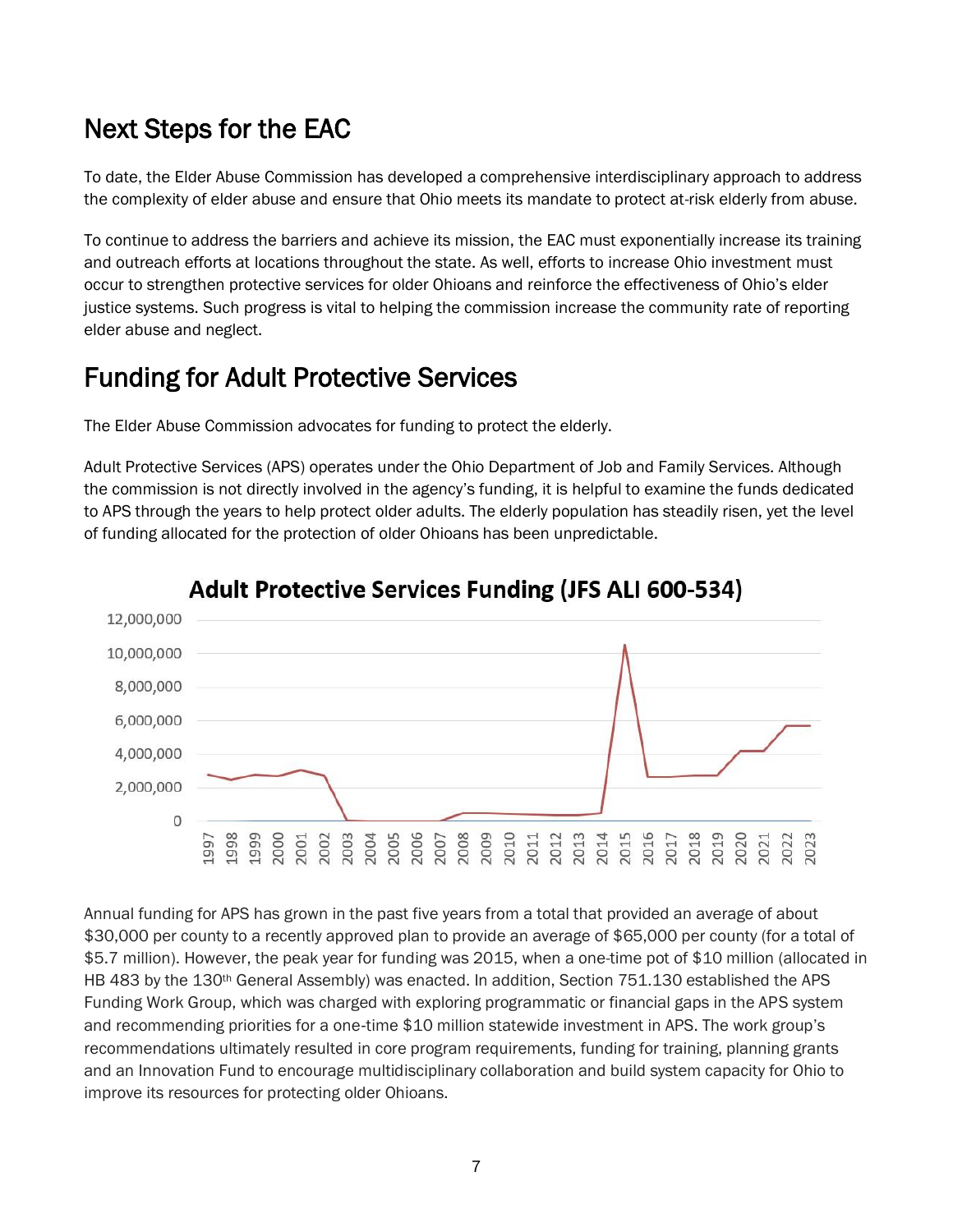## Next Steps for the EAC

To date, the Elder Abuse Commission has developed a comprehensive interdisciplinary approach to address the complexity of elder abuse and ensure that Ohio meets its mandate to protect at-risk elderly from abuse.

To continue to address the barriers and achieve its mission, the EAC must exponentially increase its training and outreach efforts at locations throughout the state. As well, efforts to increase Ohio investment must occur to strengthen protective services for older Ohioans and reinforce the effectiveness of Ohio's elder justice systems. Such progress is vital to helping the commission increase the community rate of reporting elder abuse and neglect.

## Funding for Adult Protective Services

The Elder Abuse Commission advocates for funding to protect the elderly.

Adult Protective Services (APS) operates under the Ohio Department of Job and Family Services. Although the commission is not directly involved in the agency's funding, it is helpful to examine the funds dedicated to APS through the years to help protect older adults. The elderly population has steadily risen, yet the level of funding allocated for the protection of older Ohioans has been unpredictable.

**Adult Protective Services Funding (JFS ALI 600-534)**

12,000,000
10,000,000
8,000,000
6,000,000
4,000,000
2,000,000
0

1997 1998 1999 2000 2001 2002 2003 2004 2005 2006 2007 2008 2009 2010 2011 2012 2013 2014 2015 2016 2017 2018 2019 2020 2021 2022 2023

Annual funding for APS has grown in the past five years from a total that provided an average of about $30,000 per county to a recently approved plan to provide an average of $65,000 per county (for a total of $5.7 million). However, the peak year for funding was 2015, when a one-time pot of $10 million (allocated in HB 483 by the 130th General Assembly) was enacted. In addition, Section 751.130 established the APS Funding Work Group, which was charged with exploring programmatic or financial gaps in the APS system and recommending priorities for a one-time $10 million statewide investment in APS. The work group's recommendations ultimately resulted in core program requirements, funding for training, planning grants and an Innovation Fund to encourage multidisciplinary collaboration and build system capacity for Ohio to improve its resources for protecting older Ohioans.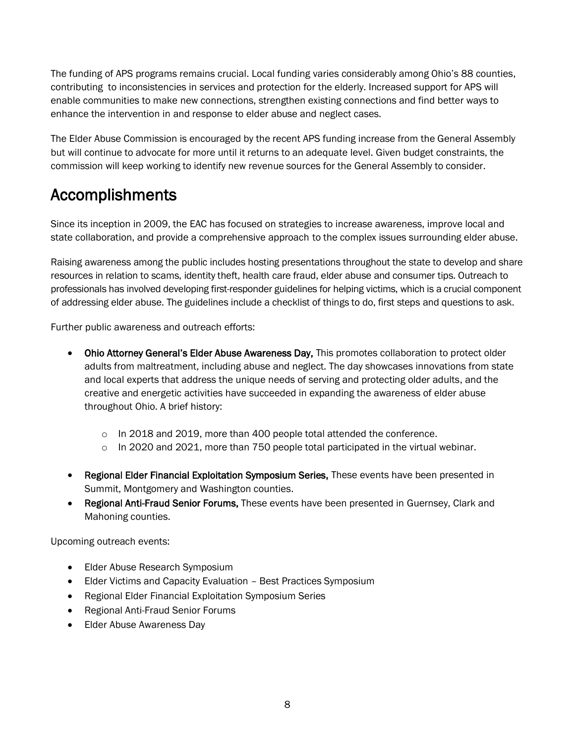The funding of APS programs remains crucial. Local funding varies considerably among Ohio's 88 counties, contributing to inconsistencies in services and protection for the elderly. Increased support for APS will enable communities to make new connections, strengthen existing connections and find better ways to enhance the intervention in and response to elder abuse and neglect cases.

The Elder Abuse Commission is encouraged by the recent APS funding increase from the General Assembly but will continue to advocate for more until it returns to an adequate level. Given budget constraints, the commission will keep working to identify new revenue sources for the General Assembly to consider.

# Accomplishments

Since its inception in 2009, the EAC has focused on strategies to increase awareness, improve local and state collaboration, and provide a comprehensive approach to the complex issues surrounding elder abuse.

Raising awareness among the public includes hosting presentations throughout the state to develop and share resources in relation to scams, identity theft, health care fraud, elder abuse and consumer tips. Outreach to professionals has involved developing first-responder guidelines for helping victims, which is a crucial component of addressing elder abuse. The guidelines include a checklist of things to do, first steps and questions to ask.

Further public awareness and outreach efforts:

- **Ohio Attorney General's Elder Abuse Awareness Day,** This promotes collaboration to protect older adults from maltreatment, including abuse and neglect. The day showcases innovations from state and local experts that address the unique needs of serving and protecting older adults, and the creative and energetic activities have succeeded in expanding the awareness of elder abuse throughout Ohio. A brief history:
  - In 2018 and 2019, more than 400 people total attended the conference.
  - In 2020 and 2021, more than 750 people total participated in the virtual webinar.
- **Regional Elder Financial Exploitation Symposium Series,** These events have been presented in Summit, Montgomery and Washington counties.
- **Regional Anti-Fraud Senior Forums,** These events have been presented in Guernsey, Clark and Mahoning counties.

Upcoming outreach events:

- Elder Abuse Research Symposium
- Elder Victims and Capacity Evaluation – Best Practices Symposium
- Regional Elder Financial Exploitation Symposium Series
- Regional Anti-Fraud Senior Forums
- Elder Abuse Awareness Day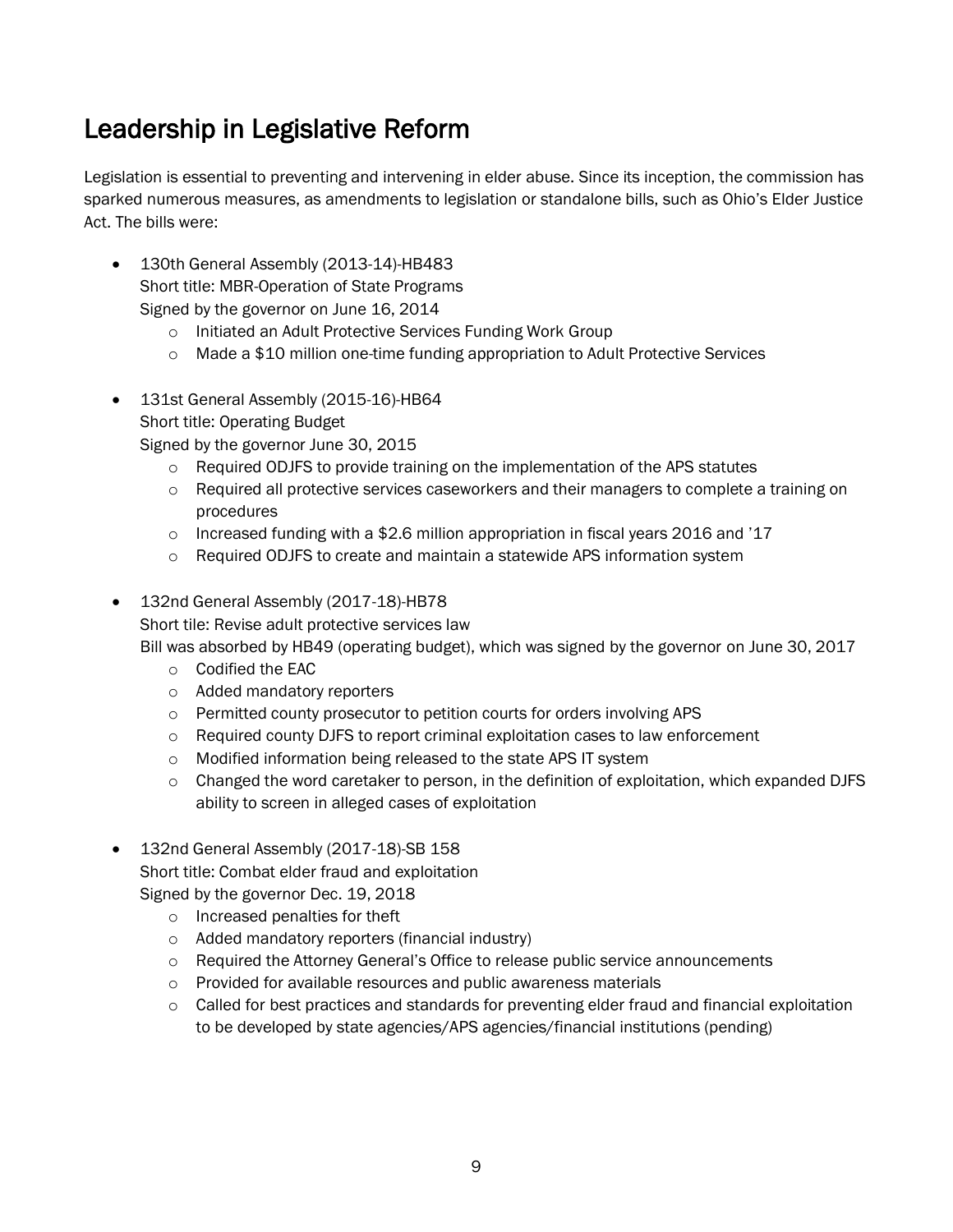## Leadership in Legislative Reform

Legislation is essential to preventing and intervening in elder abuse. Since its inception, the commission has sparked numerous measures, as amendments to legislation or standalone bills, such as Ohio's Elder Justice Act. The bills were:

- 130th General Assembly (2013-14)-HB483
  Short title: MBR-Operation of State Programs
  Signed by the governor on June 16, 2014
  - Initiated an Adult Protective Services Funding Work Group
  - Made a $10 million one-time funding appropriation to Adult Protective Services

- 131st General Assembly (2015-16)-HB64
  Short title: Operating Budget
  Signed by the governor June 30, 2015
  - Required ODJFS to provide training on the implementation of the APS statutes
  - Required all protective services caseworkers and their managers to complete a training on procedures
  - Increased funding with a $2.6 million appropriation in fiscal years 2016 and '17
  - Required ODJFS to create and maintain a statewide APS information system

- 132nd General Assembly (2017-18)-HB78
  Short tile: Revise adult protective services law
  Bill was absorbed by HB49 (operating budget), which was signed by the governor on June 30, 2017
  - Codified the EAC
  - Added mandatory reporters
  - Permitted county prosecutor to petition courts for orders involving APS
  - Required county DJFS to report criminal exploitation cases to law enforcement
  - Modified information being released to the state APS IT system
  - Changed the word caretaker to person, in the definition of exploitation, which expanded DJFS ability to screen in alleged cases of exploitation

- 132nd General Assembly (2017-18)-SB 158
  Short title: Combat elder fraud and exploitation
  Signed by the governor Dec. 19, 2018
  - Increased penalties for theft
  - Added mandatory reporters (financial industry)
  - Required the Attorney General's Office to release public service announcements
  - Provided for available resources and public awareness materials
  - Called for best practices and standards for preventing elder fraud and financial exploitation to be developed by state agencies/APS agencies/financial institutions (pending)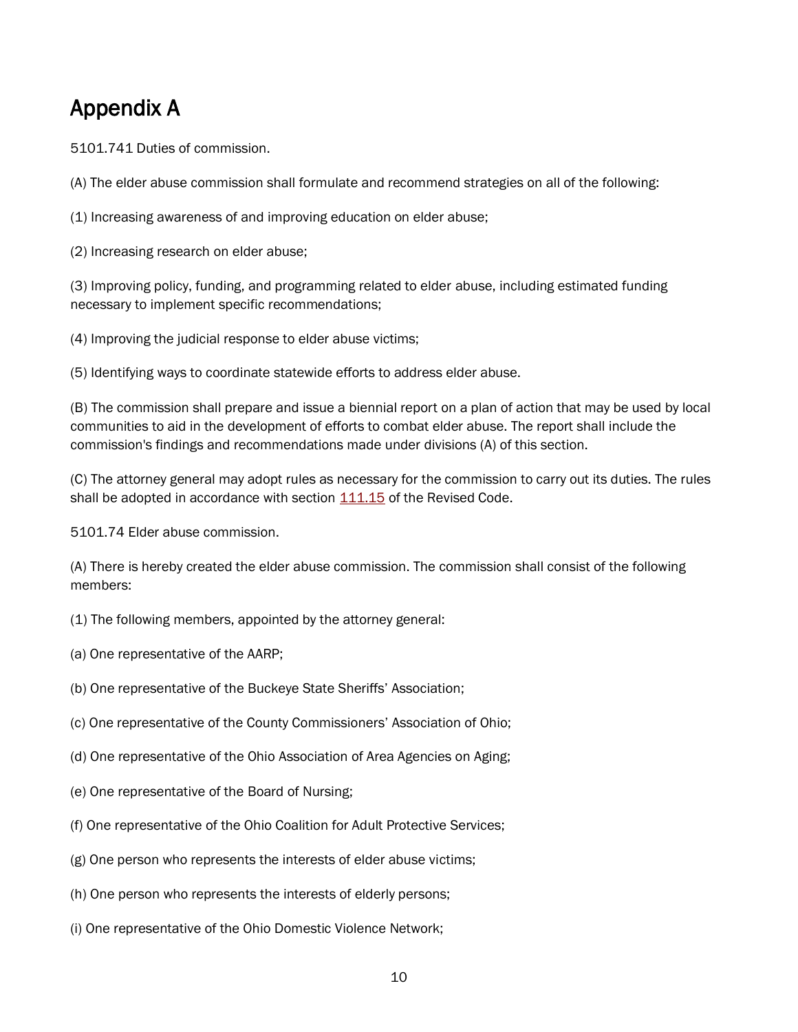# Appendix A

5101.741 Duties of commission.

(A) The elder abuse commission shall formulate and recommend strategies on all of the following:

(1) Increasing awareness of and improving education on elder abuse;

(2) Increasing research on elder abuse;

(3) Improving policy, funding, and programming related to elder abuse, including estimated funding necessary to implement specific recommendations;

(4) Improving the judicial response to elder abuse victims;

(5) Identifying ways to coordinate statewide efforts to address elder abuse.

(B) The commission shall prepare and issue a biennial report on a plan of action that may be used by local communities to aid in the development of efforts to combat elder abuse. The report shall include the commission's findings and recommendations made under divisions (A) of this section.

(C) The attorney general may adopt rules as necessary for the commission to carry out its duties. The rules shall be adopted in accordance with section 111.15 of the Revised Code.

5101.74 Elder abuse commission.

(A) There is hereby created the elder abuse commission. The commission shall consist of the following members:

(1) The following members, appointed by the attorney general:

(a) One representative of the AARP;

(b) One representative of the Buckeye State Sheriffs' Association;

(c) One representative of the County Commissioners' Association of Ohio;

(d) One representative of the Ohio Association of Area Agencies on Aging;

(e) One representative of the Board of Nursing;

(f) One representative of the Ohio Coalition for Adult Protective Services;

(g) One person who represents the interests of elder abuse victims;

(h) One person who represents the interests of elderly persons;

(i) One representative of the Ohio Domestic Violence Network;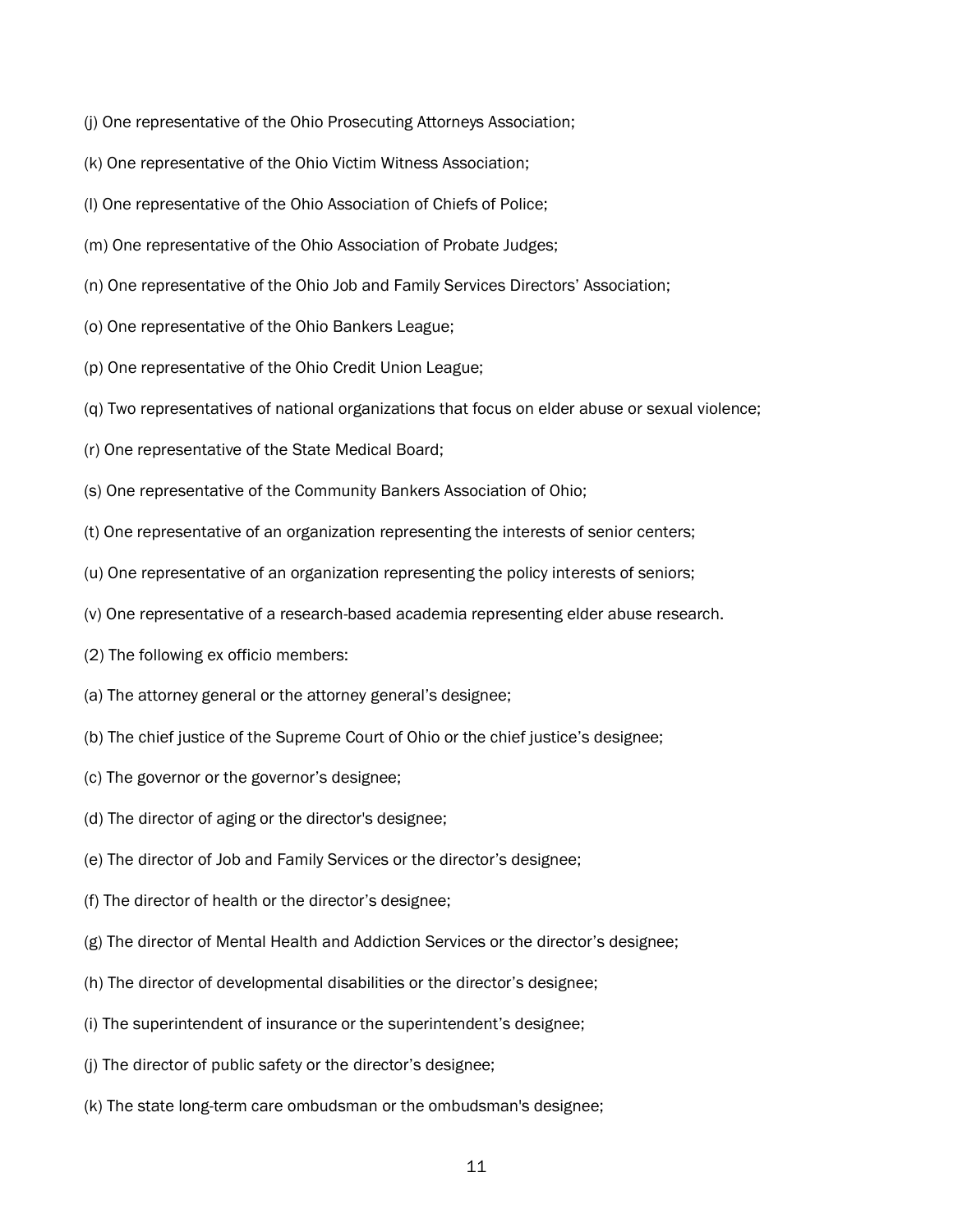(j) One representative of the Ohio Prosecuting Attorneys Association;

(k) One representative of the Ohio Victim Witness Association;

(l) One representative of the Ohio Association of Chiefs of Police;

(m) One representative of the Ohio Association of Probate Judges;

(n) One representative of the Ohio Job and Family Services Directors' Association;

(o) One representative of the Ohio Bankers League;

(p) One representative of the Ohio Credit Union League;

(q) Two representatives of national organizations that focus on elder abuse or sexual violence;

(r) One representative of the State Medical Board;

(s) One representative of the Community Bankers Association of Ohio;

(t) One representative of an organization representing the interests of senior centers;

(u) One representative of an organization representing the policy interests of seniors;

(v) One representative of a research-based academia representing elder abuse research.

(2) The following ex officio members:

(a) The attorney general or the attorney general's designee;

(b) The chief justice of the Supreme Court of Ohio or the chief justice's designee;

(c) The governor or the governor's designee;

(d) The director of aging or the director's designee;

(e) The director of Job and Family Services or the director's designee;

(f) The director of health or the director's designee;

(g) The director of Mental Health and Addiction Services or the director's designee;

(h) The director of developmental disabilities or the director's designee;

(i) The superintendent of insurance or the superintendent's designee;

(j) The director of public safety or the director's designee;

(k) The state long-term care ombudsman or the ombudsman's designee;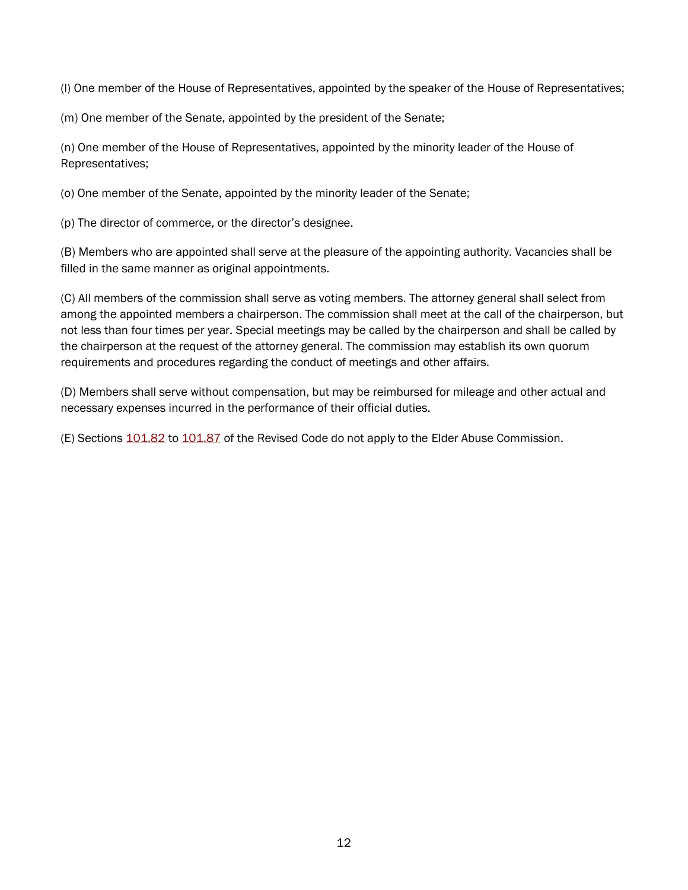(l) One member of the House of Representatives, appointed by the speaker of the House of Representatives;

(m) One member of the Senate, appointed by the president of the Senate;

(n) One member of the House of Representatives, appointed by the minority leader of the House of Representatives;

(o) One member of the Senate, appointed by the minority leader of the Senate;

(p) The director of commerce, or the director's designee.

(B) Members who are appointed shall serve at the pleasure of the appointing authority. Vacancies shall be filled in the same manner as original appointments.

(C) All members of the commission shall serve as voting members. The attorney general shall select from among the appointed members a chairperson. The commission shall meet at the call of the chairperson, but not less than four times per year. Special meetings may be called by the chairperson and shall be called by the chairperson at the request of the attorney general. The commission may establish its own quorum requirements and procedures regarding the conduct of meetings and other affairs.

(D) Members shall serve without compensation, but may be reimbursed for mileage and other actual and necessary expenses incurred in the performance of their official duties.

(E) Sections 101.82 to 101.87 of the Revised Code do not apply to the Elder Abuse Commission.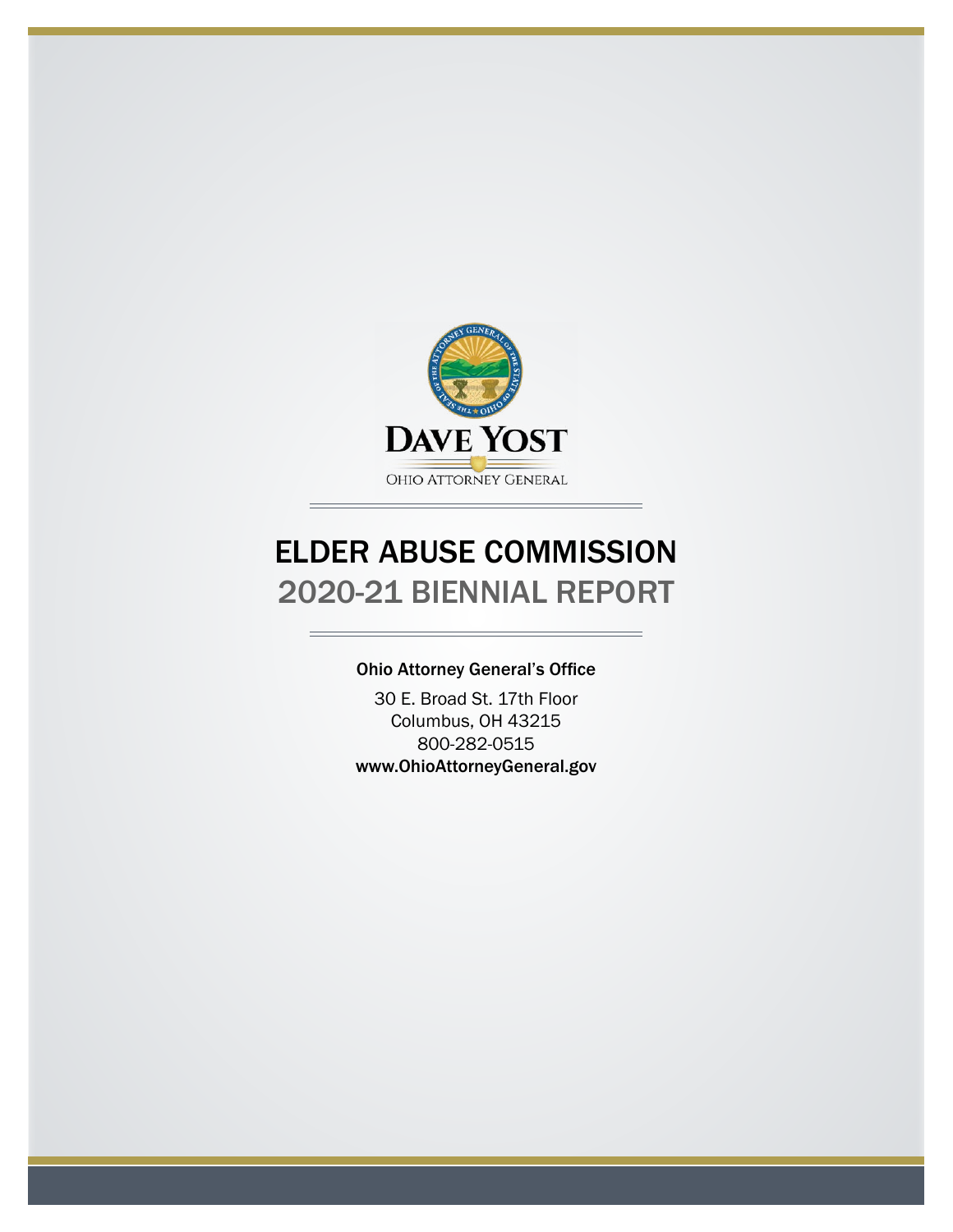DAVE YOST

OHIO ATTORNEY GENERAL

# ELDER ABUSE COMMISSION

## 2020-21 BIENNIAL REPORT

**Ohio Attorney General's Office**

30 E. Broad St. 17th Floor
Columbus, OH 43215
800-282-0515
**www.OhioAttorneyGeneral.gov**